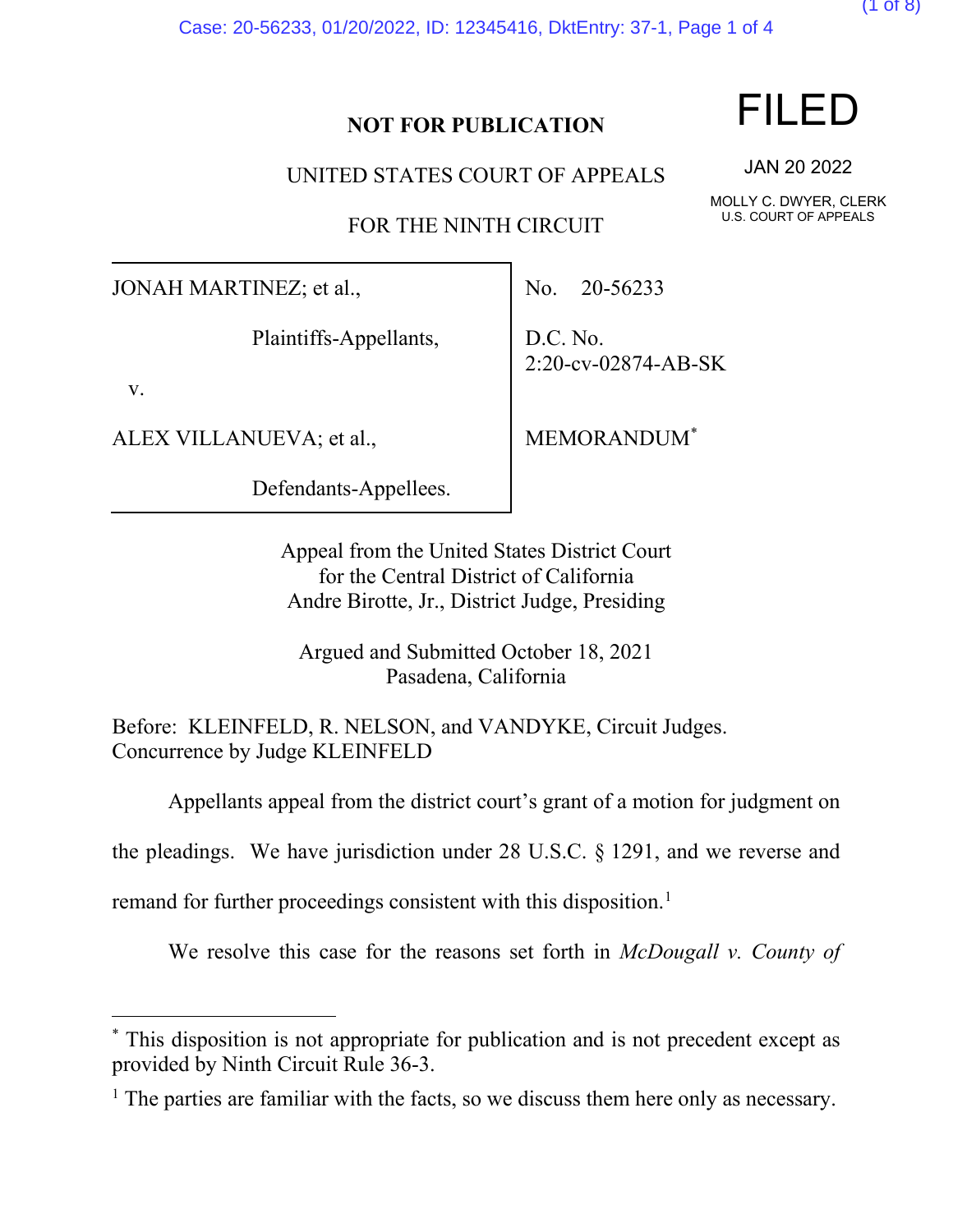**NOT FOR PUBLICATION**

FILED

JAN 20 2022

MOLLY C. DWYER, CLERK
U.S. COURT OF APPEALS

UNITED STATES COURT OF APPEALS

FOR THE NINTH CIRCUIT

JONAH MARTINEZ; et al.,

Plaintiffs-Appellants,

v.

ALEX VILLANUEVA; et al.,

Defendants-Appellees.

No. 20-56233

D.C. No.
2:20-cv-02874-AB-SK

MEMORANDUM[*]

Appeal from the United States District Court
for the Central District of California
Andre Birotte, Jr., District Judge, Presiding

Argued and Submitted October 18, 2021
Pasadena, California

Before: KLEINFELD, R. NELSON, and VANDYKE, Circuit Judges.
Concurrence by Judge KLEINFELD

Appellants appeal from the district court's grant of a motion for judgment on the pleadings. We have jurisdiction under 28 U.S.C. § 1291, and we reverse and remand for further proceedings consistent with this disposition.[1]

We resolve this case for the reasons set forth in *McDougall v. County of*

---

[*] This disposition is not appropriate for publication and is not precedent except as provided by Ninth Circuit Rule 36-3.

[1] The parties are familiar with the facts, so we discuss them here only as necessary.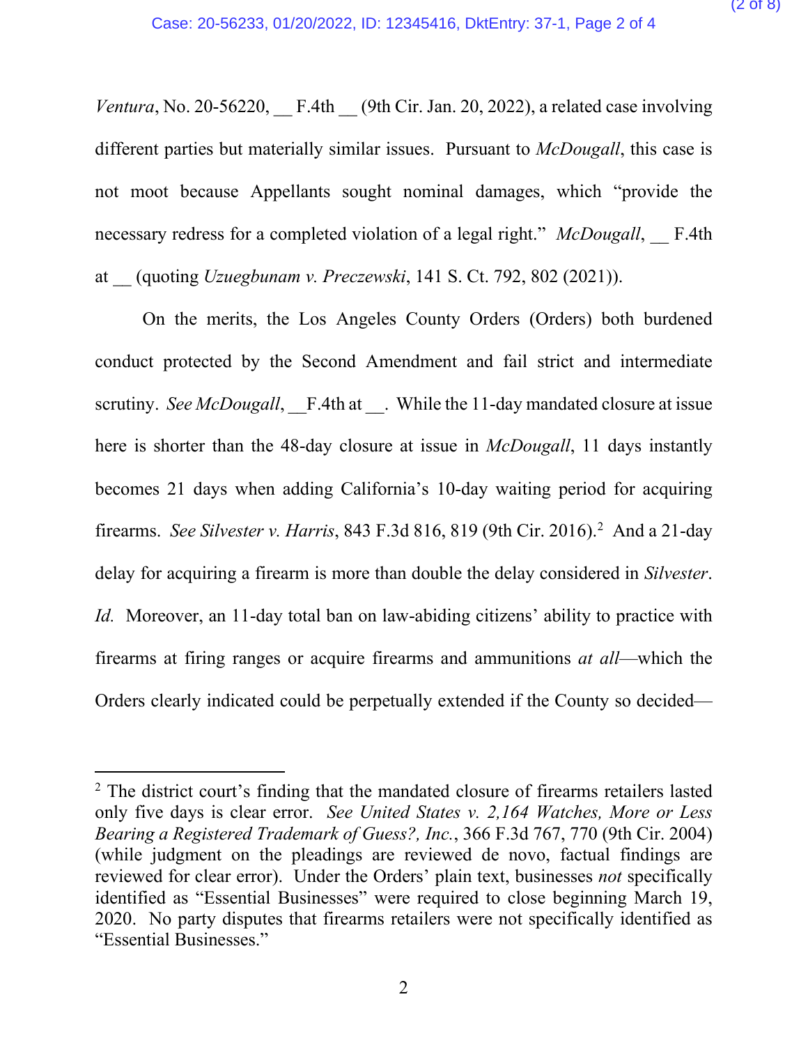*Ventura*, No. 20-56220, __ F.4th __ (9th Cir. Jan. 20, 2022), a related case involving different parties but materially similar issues. Pursuant to *McDougall*, this case is not moot because Appellants sought nominal damages, which "provide the necessary redress for a completed violation of a legal right." *McDougall*, __ F.4th at __ (quoting *Uzuegbunam v. Preczewski*, 141 S. Ct. 792, 802 (2021)).

On the merits, the Los Angeles County Orders (Orders) both burdened conduct protected by the Second Amendment and fail strict and intermediate scrutiny. *See McDougall*, __F.4th at __. While the 11-day mandated closure at issue here is shorter than the 48-day closure at issue in *McDougall*, 11 days instantly becomes 21 days when adding California's 10-day waiting period for acquiring firearms. *See Silvester v. Harris*, 843 F.3d 816, 819 (9th Cir. 2016).[2] And a 21-day delay for acquiring a firearm is more than double the delay considered in *Silvester*. *Id.* Moreover, an 11-day total ban on law-abiding citizens' ability to practice with firearms at firing ranges or acquire firearms and ammunitions *at all*—which the Orders clearly indicated could be perpetually extended if the County so decided—

[2] The district court's finding that the mandated closure of firearms retailers lasted only five days is clear error. *See United States v. 2,164 Watches, More or Less Bearing a Registered Trademark of Guess?, Inc.*, 366 F.3d 767, 770 (9th Cir. 2004) (while judgment on the pleadings are reviewed de novo, factual findings are reviewed for clear error). Under the Orders' plain text, businesses *not* specifically identified as "Essential Businesses" were required to close beginning March 19, 2020. No party disputes that firearms retailers were not specifically identified as "Essential Businesses."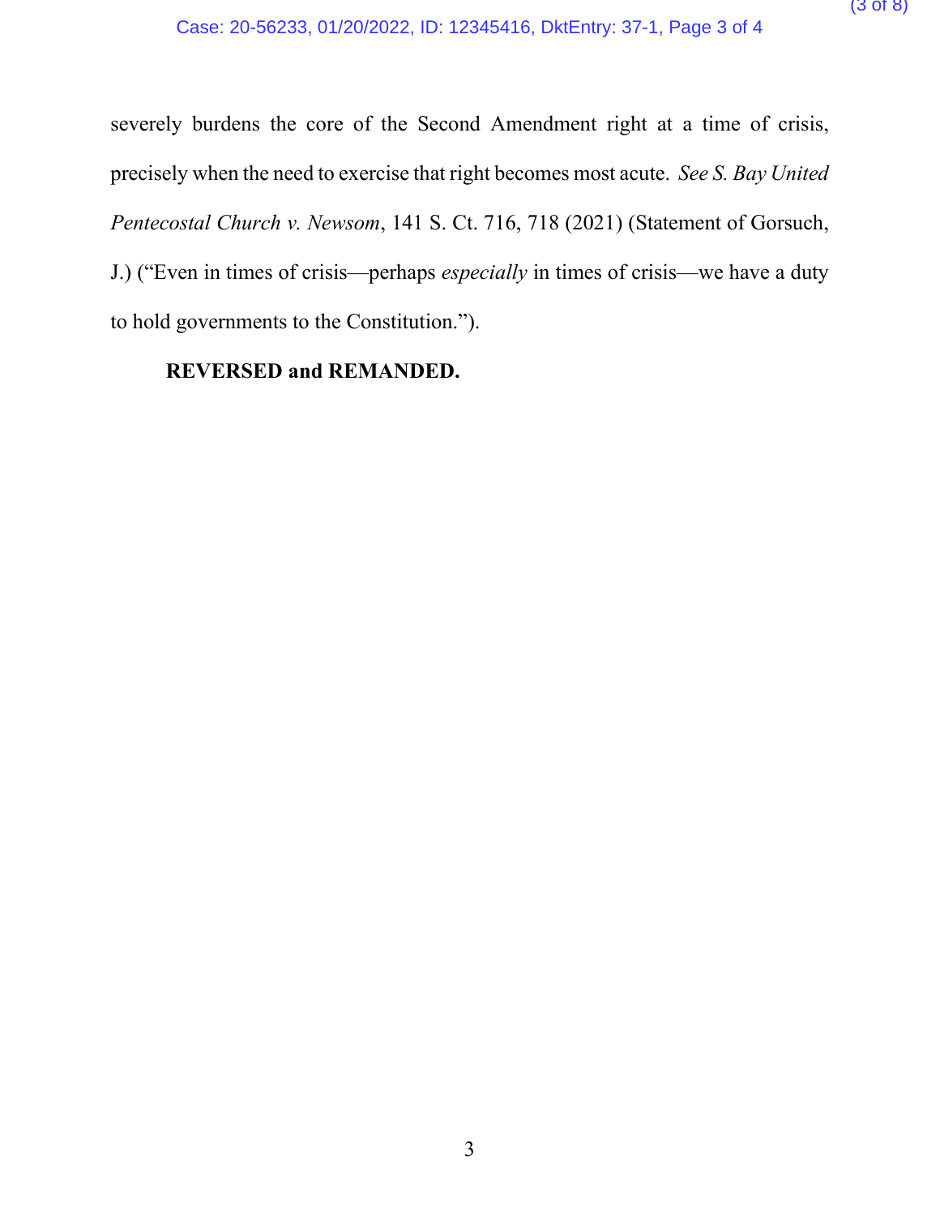severely burdens the core of the Second Amendment right at a time of crisis, precisely when the need to exercise that right becomes most acute. *See S. Bay United Pentecostal Church v. Newsom*, 141 S. Ct. 716, 718 (2021) (Statement of Gorsuch, J.) ("Even in times of crisis—perhaps *especially* in times of crisis—we have a duty to hold governments to the Constitution.").

**REVERSED and REMANDED.**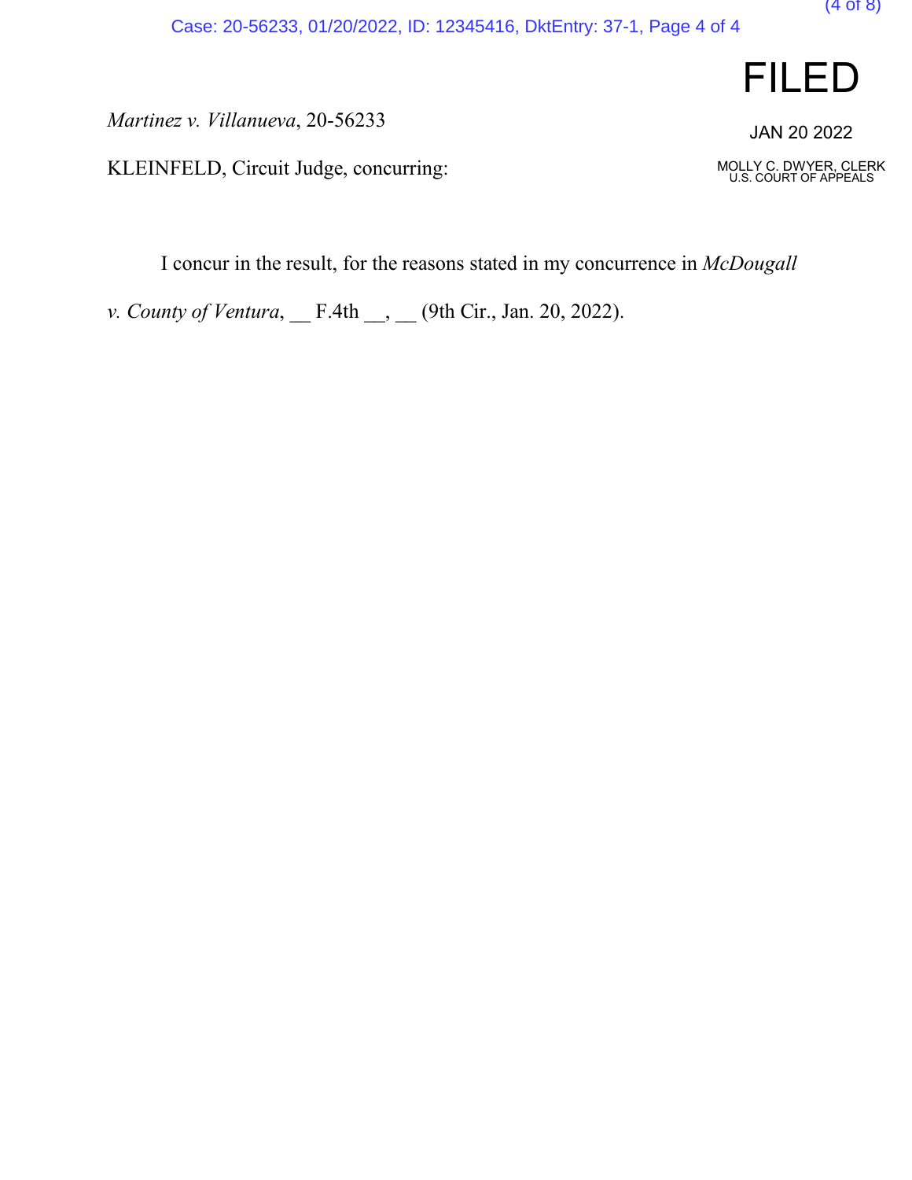FILED

JAN 20 2022

MOLLY C. DWYER, CLERK
U.S. COURT OF APPEALS

*Martinez v. Villanueva*, 20-56233

KLEINFELD, Circuit Judge, concurring:

I concur in the result, for the reasons stated in my concurrence in *McDougall v. County of Ventura*, __ F.4th __, __ (9th Cir., Jan. 20, 2022).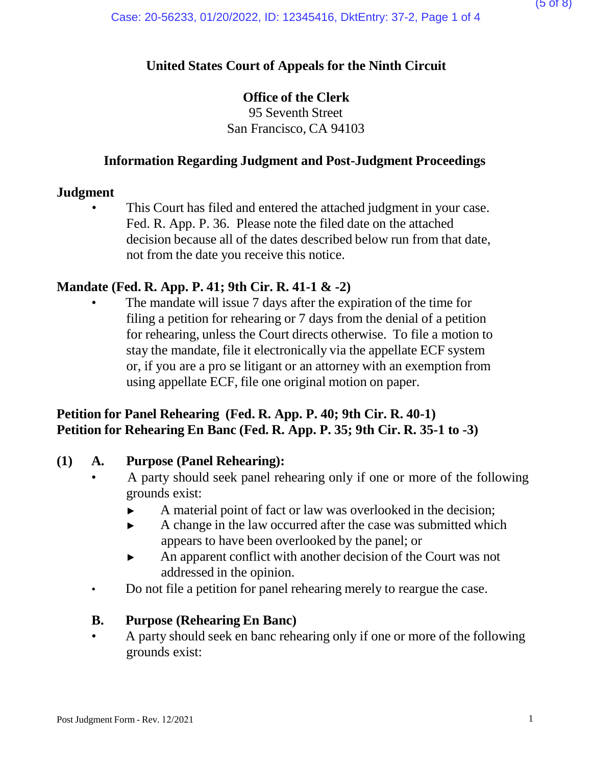**United States Court of Appeals for the Ninth Circuit**

**Office of the Clerk**
95 Seventh Street
San Francisco, CA 94103

**Information Regarding Judgment and Post-Judgment Proceedings**

**Judgment**

- This Court has filed and entered the attached judgment in your case. Fed. R. App. P. 36. Please note the filed date on the attached decision because all of the dates described below run from that date, not from the date you receive this notice.

**Mandate (Fed. R. App. P. 41; 9th Cir. R. 41-1 & -2)**

- The mandate will issue 7 days after the expiration of the time for filing a petition for rehearing or 7 days from the denial of a petition for rehearing, unless the Court directs otherwise. To file a motion to stay the mandate, file it electronically via the appellate ECF system or, if you are a pro se litigant or an attorney with an exemption from using appellate ECF, file one original motion on paper.

**Petition for Panel Rehearing (Fed. R. App. P. 40; 9th Cir. R. 40-1)**
**Petition for Rehearing En Banc (Fed. R. App. P. 35; 9th Cir. R. 35-1 to -3)**

**(1) A. Purpose (Panel Rehearing):**

- A party should seek panel rehearing only if one or more of the following grounds exist:
  - ► A material point of fact or law was overlooked in the decision;
  - ► A change in the law occurred after the case was submitted which appears to have been overlooked by the panel; or
  - ► An apparent conflict with another decision of the Court was not addressed in the opinion.
- Do not file a petition for panel rehearing merely to reargue the case.

**B. Purpose (Rehearing En Banc)**

- A party should seek en banc rehearing only if one or more of the following grounds exist: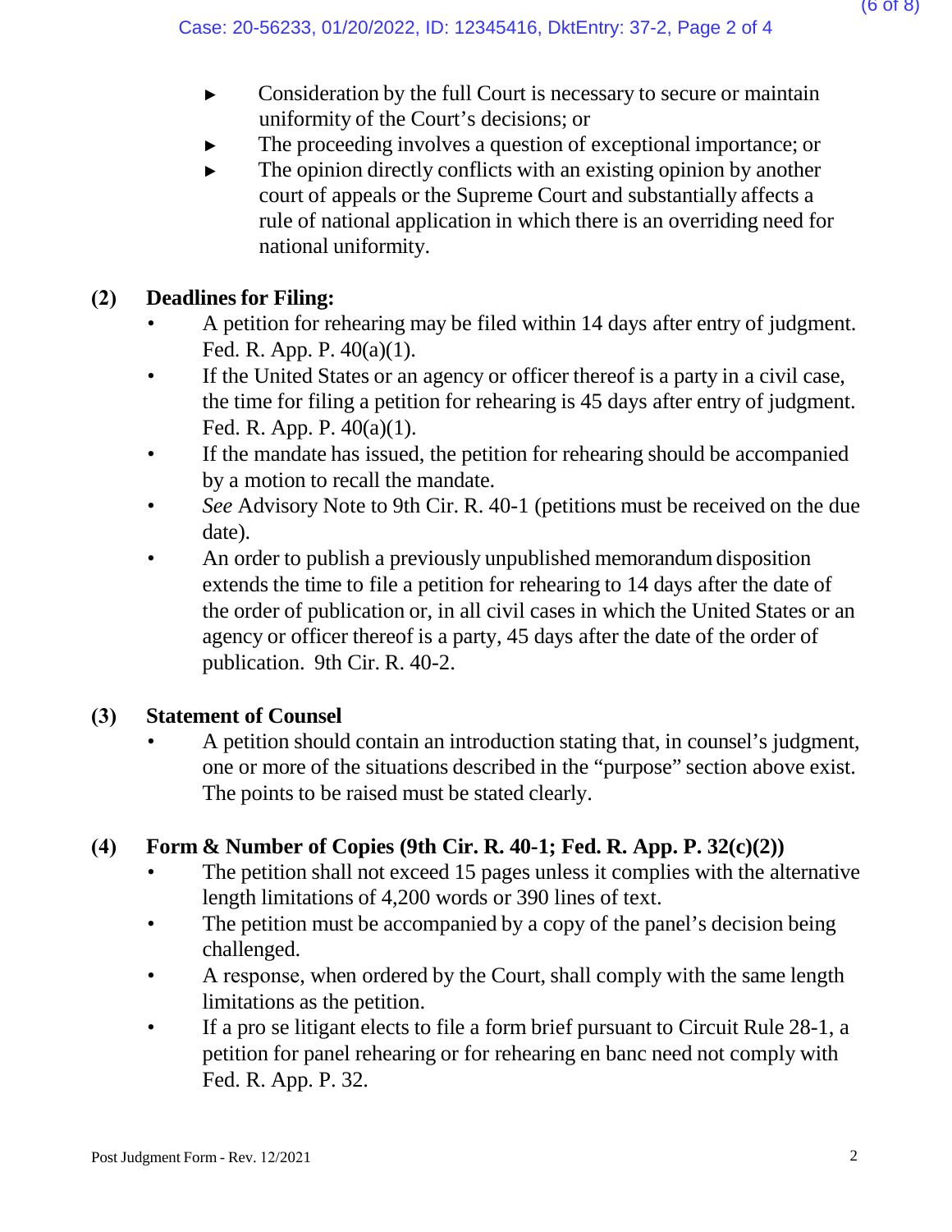- Consideration by the full Court is necessary to secure or maintain uniformity of the Court's decisions; or
- The proceeding involves a question of exceptional importance; or
- The opinion directly conflicts with an existing opinion by another court of appeals or the Supreme Court and substantially affects a rule of national application in which there is an overriding need for national uniformity.

**(2) Deadlines for Filing:**

- A petition for rehearing may be filed within 14 days after entry of judgment. Fed. R. App. P. 40(a)(1).
- If the United States or an agency or officer thereof is a party in a civil case, the time for filing a petition for rehearing is 45 days after entry of judgment. Fed. R. App. P. 40(a)(1).
- If the mandate has issued, the petition for rehearing should be accompanied by a motion to recall the mandate.
- *See* Advisory Note to 9th Cir. R. 40-1 (petitions must be received on the due date).
- An order to publish a previously unpublished memorandum disposition extends the time to file a petition for rehearing to 14 days after the date of the order of publication or, in all civil cases in which the United States or an agency or officer thereof is a party, 45 days after the date of the order of publication. 9th Cir. R. 40-2.

**(3) Statement of Counsel**

- A petition should contain an introduction stating that, in counsel's judgment, one or more of the situations described in the "purpose" section above exist. The points to be raised must be stated clearly.

**(4) Form & Number of Copies (9th Cir. R. 40-1; Fed. R. App. P. 32(c)(2))**

- The petition shall not exceed 15 pages unless it complies with the alternative length limitations of 4,200 words or 390 lines of text.
- The petition must be accompanied by a copy of the panel's decision being challenged.
- A response, when ordered by the Court, shall comply with the same length limitations as the petition.
- If a pro se litigant elects to file a form brief pursuant to Circuit Rule 28-1, a petition for panel rehearing or for rehearing en banc need not comply with Fed. R. App. P. 32.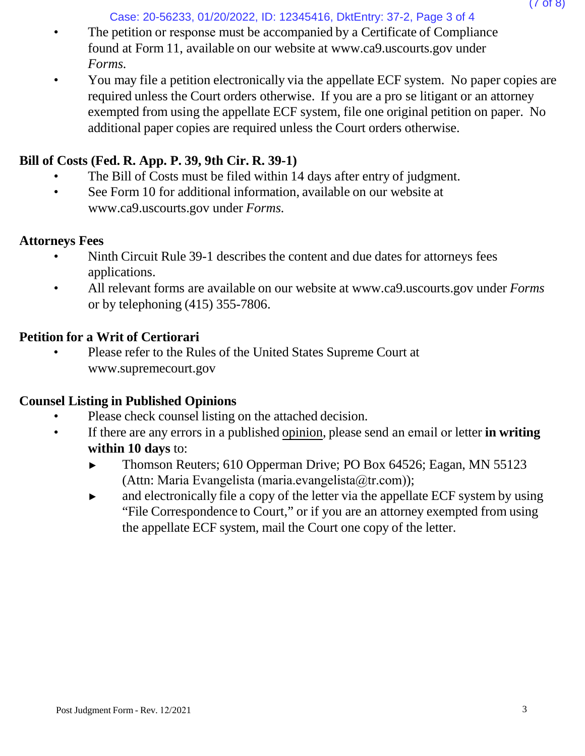- The petition or response must be accompanied by a Certificate of Compliance found at Form 11, available on our website at www.ca9.uscourts.gov under *Forms.*
- You may file a petition electronically via the appellate ECF system. No paper copies are required unless the Court orders otherwise. If you are a pro se litigant or an attorney exempted from using the appellate ECF system, file one original petition on paper. No additional paper copies are required unless the Court orders otherwise.

**Bill of Costs (Fed. R. App. P. 39, 9th Cir. R. 39-1)**

- The Bill of Costs must be filed within 14 days after entry of judgment.
- See Form 10 for additional information, available on our website at www.ca9.uscourts.gov under *Forms.*

**Attorneys Fees**

- Ninth Circuit Rule 39-1 describes the content and due dates for attorneys fees applications.
- All relevant forms are available on our website at www.ca9.uscourts.gov under *Forms* or by telephoning (415) 355-7806.

**Petition for a Writ of Certiorari**

- Please refer to the Rules of the United States Supreme Court at www.supremecourt.gov

**Counsel Listing in Published Opinions**

- Please check counsel listing on the attached decision.
- If there are any errors in a published opinion, please send an email or letter **in writing within 10 days** to:
  - ► Thomson Reuters; 610 Opperman Drive; PO Box 64526; Eagan, MN 55123 (Attn: Maria Evangelista (maria.evangelista@tr.com));
  - ► and electronically file a copy of the letter via the appellate ECF system by using "File Correspondence to Court," or if you are an attorney exempted from using the appellate ECF system, mail the Court one copy of the letter.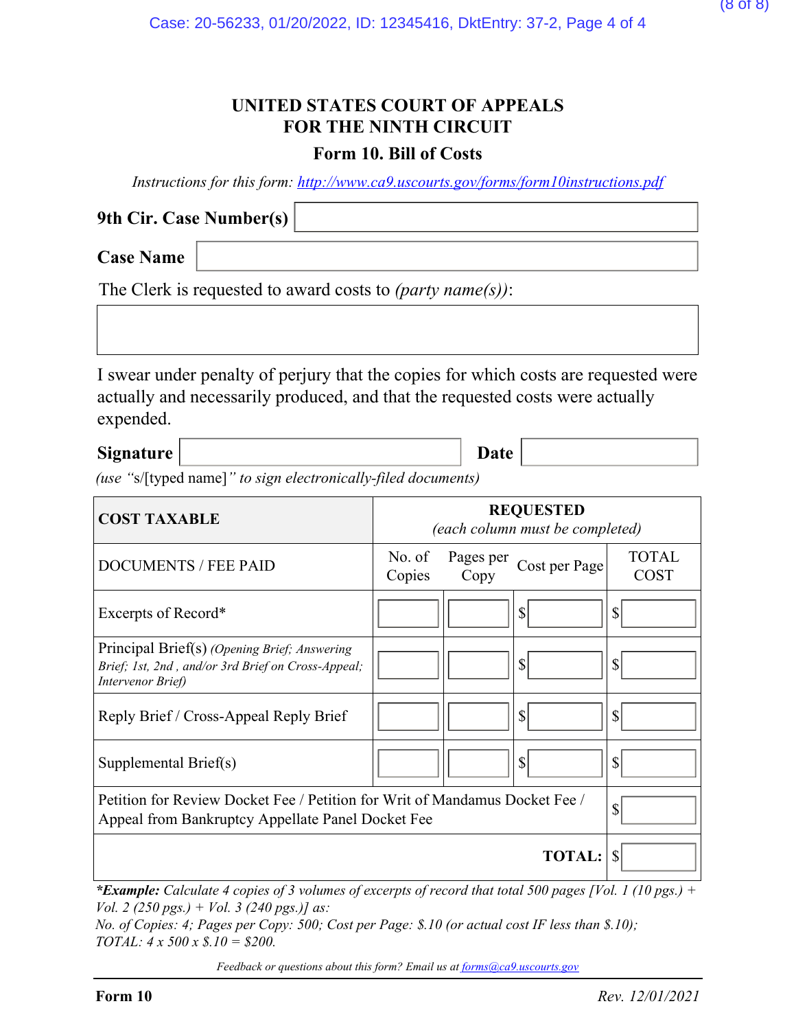# UNITED STATES COURT OF APPEALS FOR THE NINTH CIRCUIT

## Form 10. Bill of Costs

*Instructions for this form: http://www.ca9.uscourts.gov/forms/form10instructions.pdf*

**9th Cir. Case Number(s)**

**Case Name**

The Clerk is requested to award costs to *(party name(s))*:

I swear under penalty of perjury that the copies for which costs are requested were actually and necessarily produced, and that the requested costs were actually expended.

**Signature** **Date**

*(use "s/[typed name]" to sign electronically-filed documents)*

| **COST TAXABLE** | **REQUESTED** *(each column must be completed)* | | | |
|---|---|---|---|---|
| DOCUMENTS / FEE PAID | No. of Copies | Pages per Copy | Cost per Page | TOTAL COST |
| Excerpts of Record* | | | $ | $ |
| Principal Brief(s) *(Opening Brief; Answering Brief; 1st, 2nd , and/or 3rd Brief on Cross-Appeal; Intervenor Brief)* | | | $ | $ |
| Reply Brief / Cross-Appeal Reply Brief | | | $ | $ |
| Supplemental Brief(s) | | | $ | $ |
| Petition for Review Docket Fee / Petition for Writ of Mandamus Docket Fee / Appeal from Bankruptcy Appellate Panel Docket Fee | | | | $ |
| | | | **TOTAL:** | $ |

***Example:** Calculate 4 copies of 3 volumes of excerpts of record that total 500 pages [Vol. 1 (10 pgs.) + Vol. 2 (250 pgs.) + Vol. 3 (240 pgs.)] as:*
*No. of Copies: 4; Pages per Copy: 500; Cost per Page: $.10 (or actual cost IF less than $.10); TOTAL: 4 x 500 x $.10 = $200.*

*Feedback or questions about this form? Email us at forms@ca9.uscourts.gov*

**Form 10** *Rev. 12/01/2021*